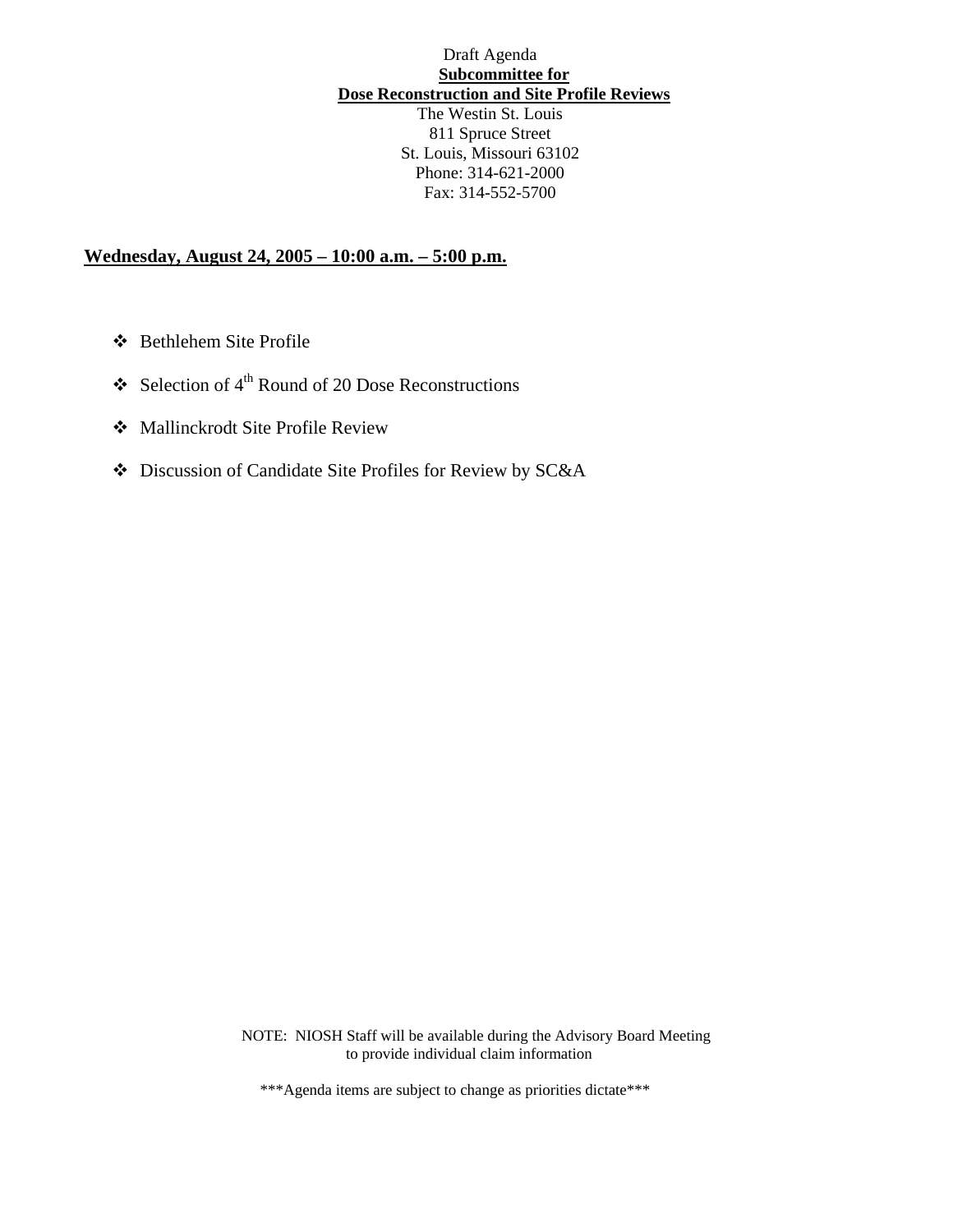Draft Agenda

**Subcommittee for**

**Dose Reconstruction and Site Profile Reviews**

The Westin St. Louis
811 Spruce Street
St. Louis, Missouri 63102
Phone: 314-621-2000
Fax: 314-552-5700

**Wednesday, August 24, 2005 – 10:00 a.m. – 5:00 p.m.**

- Bethlehem Site Profile
- Selection of 4th Round of 20 Dose Reconstructions
- Mallinckrodt Site Profile Review
- Discussion of Candidate Site Profiles for Review by SC&A

NOTE: NIOSH Staff will be available during the Advisory Board Meeting to provide individual claim information

***Agenda items are subject to change as priorities dictate***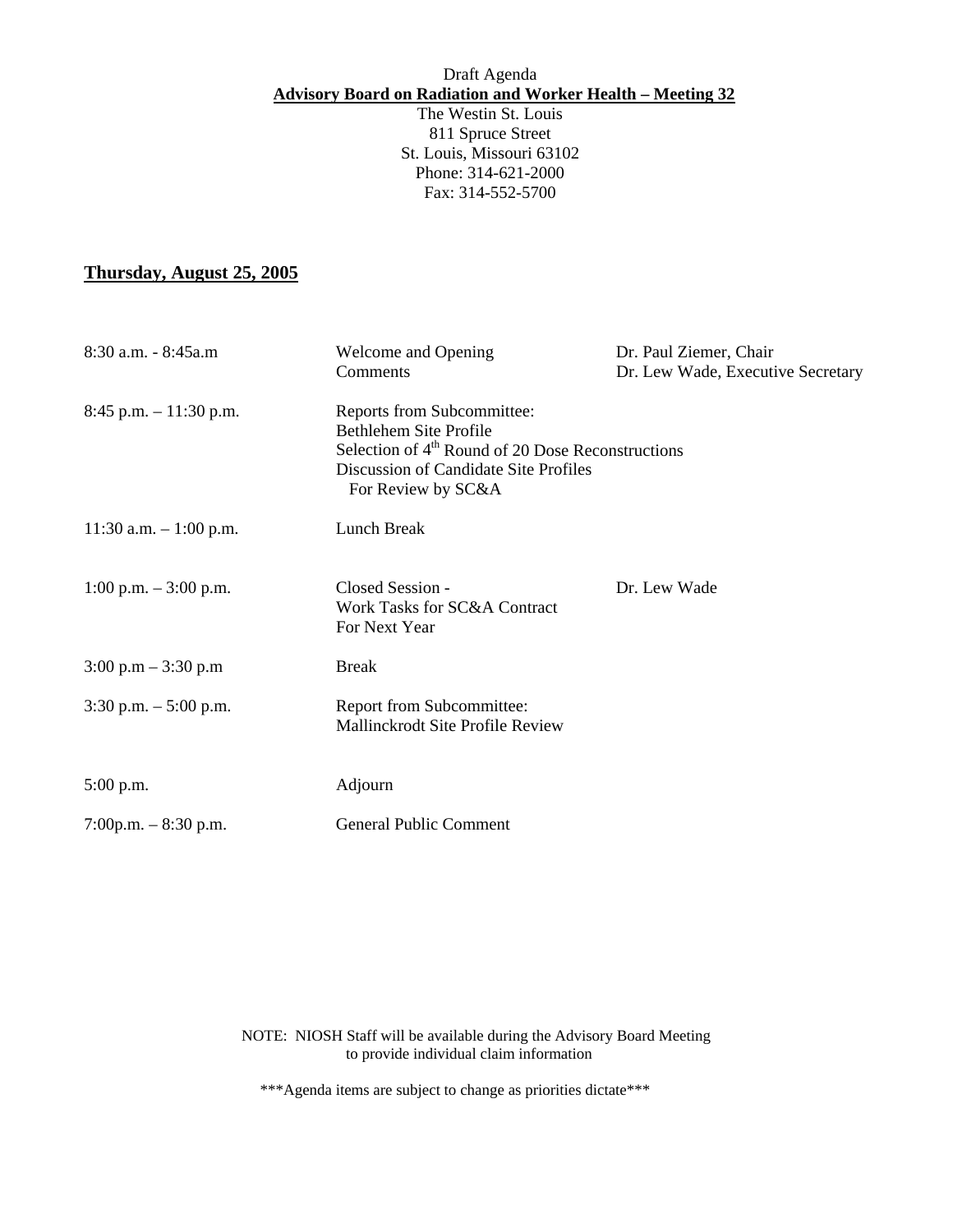Draft Agenda

**Advisory Board on Radiation and Worker Health – Meeting 32**

The Westin St. Louis
811 Spruce Street
St. Louis, Missouri 63102
Phone: 314-621-2000
Fax: 314-552-5700

**Thursday, August 25, 2005**

| | | |
|---|---|---|
| 8:30 a.m. - 8:45a.m | Welcome and Opening Comments | Dr. Paul Ziemer, Chair<br>Dr. Lew Wade, Executive Secretary |
| 8:45 p.m. – 11:30 p.m. | Reports from Subcommittee:<br>Bethlehem Site Profile<br>Selection of 4th Round of 20 Dose Reconstructions<br>Discussion of Candidate Site Profiles For Review by SC&A | |
| 11:30 a.m. – 1:00 p.m. | Lunch Break | |
| 1:00 p.m. – 3:00 p.m. | Closed Session -<br>Work Tasks for SC&A Contract For Next Year | Dr. Lew Wade |
| 3:00 p.m – 3:30 p.m | Break | |
| 3:30 p.m. – 5:00 p.m. | Report from Subcommittee:<br>Mallinckrodt Site Profile Review | |
| 5:00 p.m. | Adjourn | |
| 7:00p.m. – 8:30 p.m. | General Public Comment | |

NOTE: NIOSH Staff will be available during the Advisory Board Meeting to provide individual claim information

***Agenda items are subject to change as priorities dictate***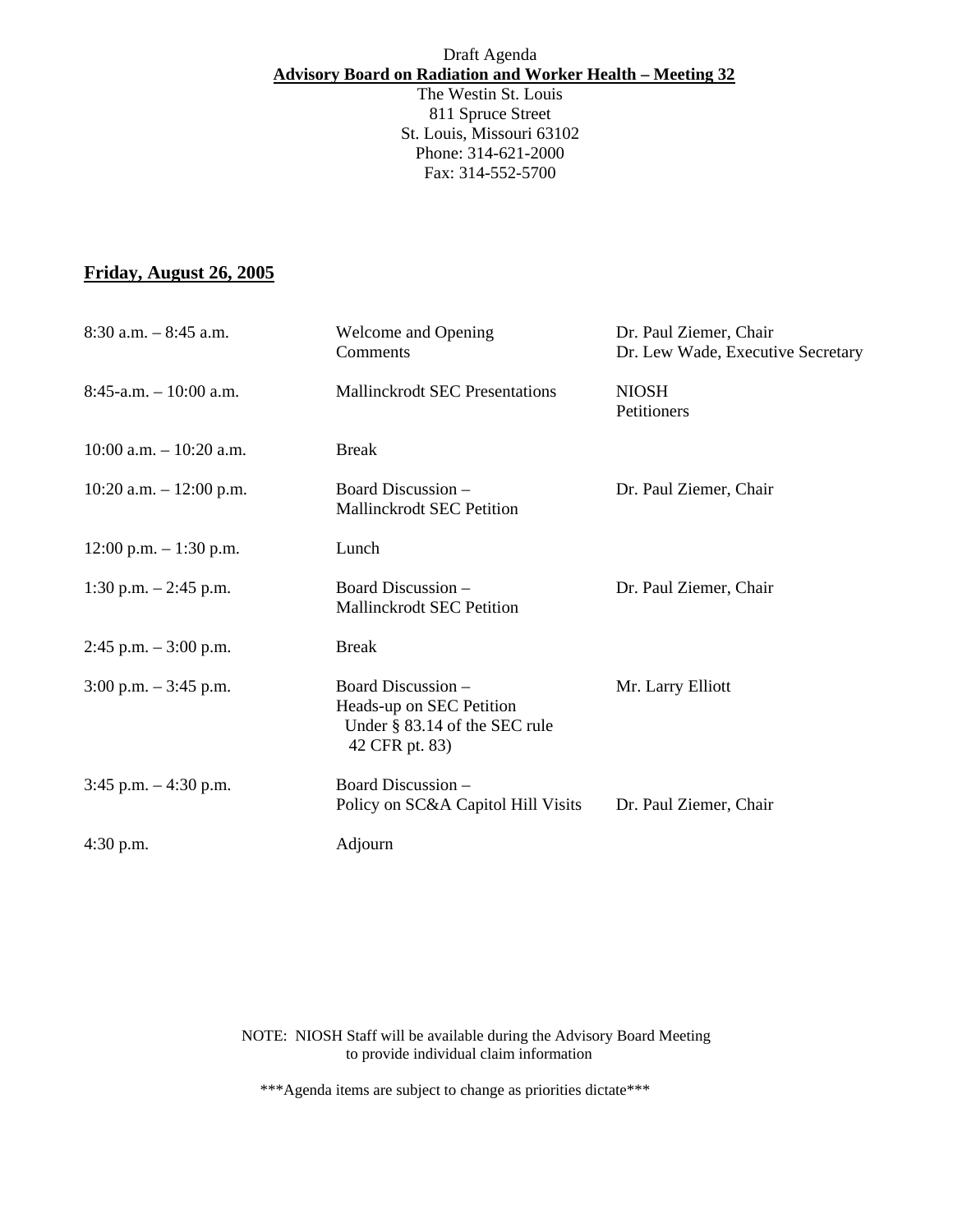Draft Agenda

**Advisory Board on Radiation and Worker Health – Meeting 32**

The Westin St. Louis
811 Spruce Street
St. Louis, Missouri 63102
Phone: 314-621-2000
Fax: 314-552-5700

## Friday, August 26, 2005

| | | |
|---|---|---|
| 8:30 a.m. – 8:45 a.m. | Welcome and Opening Comments | Dr. Paul Ziemer, Chair<br>Dr. Lew Wade, Executive Secretary |
| 8:45-a.m. – 10:00 a.m. | Mallinckrodt SEC Presentations | NIOSH<br>Petitioners |
| 10:00 a.m. – 10:20 a.m. | Break | |
| 10:20 a.m. – 12:00 p.m. | Board Discussion – Mallinckrodt SEC Petition | Dr. Paul Ziemer, Chair |
| 12:00 p.m. – 1:30 p.m. | Lunch | |
| 1:30 p.m. – 2:45 p.m. | Board Discussion – Mallinckrodt SEC Petition | Dr. Paul Ziemer, Chair |
| 2:45 p.m. – 3:00 p.m. | Break | |
| 3:00 p.m. – 3:45 p.m. | Board Discussion – Heads-up on SEC Petition Under § 83.14 of the SEC rule 42 CFR pt. 83) | Mr. Larry Elliott |
| 3:45 p.m. – 4:30 p.m. | Board Discussion – Policy on SC&A Capitol Hill Visits | Dr. Paul Ziemer, Chair |
| 4:30 p.m. | Adjourn | |

NOTE: NIOSH Staff will be available during the Advisory Board Meeting to provide individual claim information

***Agenda items are subject to change as priorities dictate***